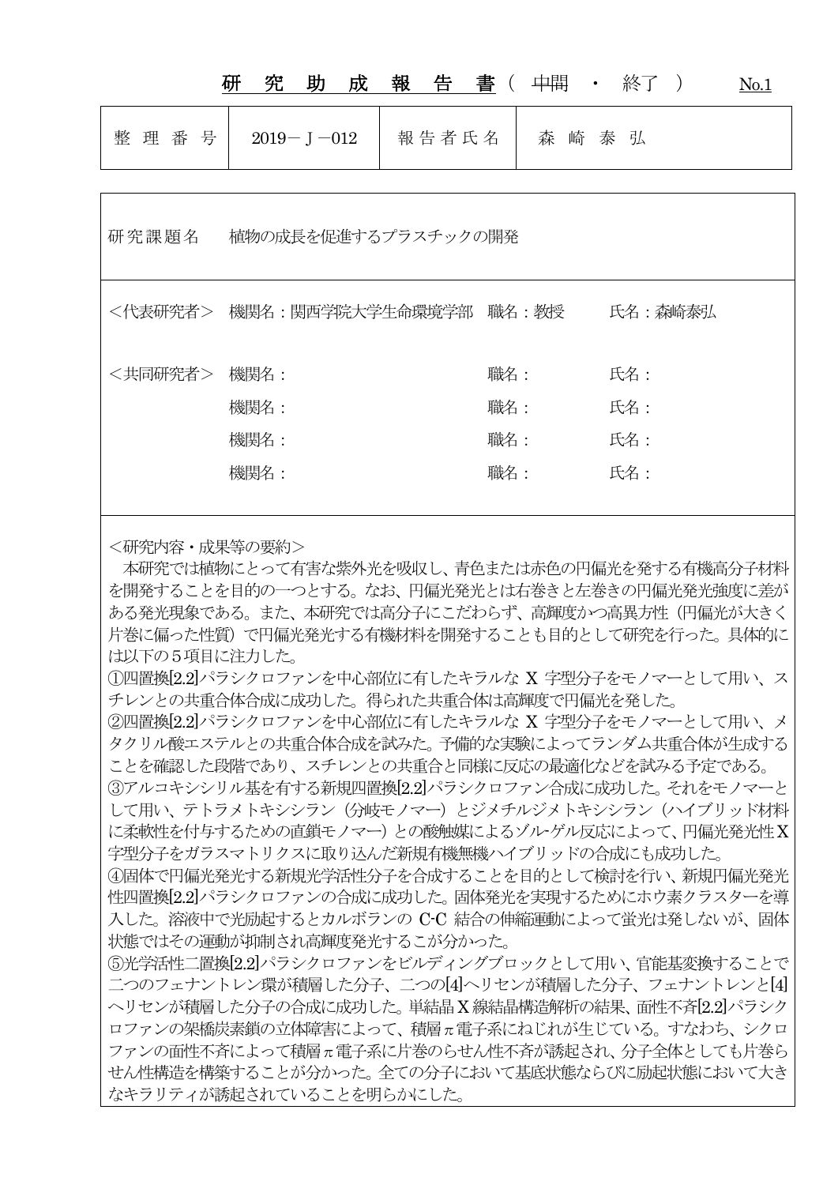# 研究助成報告書（ 中間 ・ 終了 ） No.1

| 整理番号 | 2019－J－012 | 報告者氏名 | 森崎泰弘 |
| --- | --- | --- | --- |

研究課題名　植物の成長を促進するプラスチックの開発

＜代表研究者＞　機関名：関西学院大学生命環境学部　職名：教授　氏名：森崎泰弘

＜共同研究者＞　機関名：　職名：　氏名：

機関名：　職名：　氏名：

機関名：　職名：　氏名：

機関名：　職名：　氏名：

＜研究内容・成果等の要約＞

本研究では植物にとって有害な紫外光を吸収し、青色または赤色の円偏光を発する有機高分子材料を開発することを目的の一つとする。なお、円偏光発光とは右巻きと左巻きの円偏光発光強度に差がある発光現象である。また、本研究では高分子にこだわらず、高輝度かつ高異方性（円偏光が大きく片巻に偏った性質）で円偏光発光する有機材料を開発することも目的として研究を行った。具体的には以下の５項目に注力した。

①四置換[2.2]パラシクロファンを中心部位に有したキラルな X 字型分子をモノマーとして用い、スチレンとの共重合体合成に成功した。得られた共重合体は高輝度で円偏光を発した。

②四置換[2.2]パラシクロファンを中心部位に有したキラルな X 字型分子をモノマーとして用い、メタクリル酸エステルとの共重合体合成を試みた。予備的な実験によってランダム共重合体が生成することを確認した段階であり、スチレンとの共重合と同様に反応の最適化などを試みる予定である。

③アルコキシシリル基を有する新規四置換[2.2]パラシクロファン合成に成功した。それをモノマーとして用い、テトラメトキシシラン（分岐モノマー）とジメチルジメトキシシラン（ハイブリッド材料に柔軟性を付与するための直鎖モノマー）との酸触媒によるゾル-ゲル反応によって、円偏光発光性X字型分子をガラスマトリクスに取り込んだ新規有機無機ハイブリッドの合成にも成功した。

④固体で円偏光発光する新規光学活性分子を合成することを目的として検討を行い、新規円偏光発光性四置換[2.2]パラシクロファンの合成に成功した。固体発光を実現するためにホウ素クラスターを導入した。溶液中で光励起するとカルボランの C-C 結合の伸縮運動によって蛍光は発しないが、固体状態ではその運動が抑制され高輝度発光するこが分かった。

⑤光学活性二置換[2.2]パラシクロファンをビルディングブロックとして用い、官能基変換することで二つのフェナントレン環が積層した分子、二つの[4]ヘリセンが積層した分子、フェナントレンと[4]ヘリセンが積層した分子の合成に成功した。単結晶X線結晶構造解析の結果、面性不斉[2.2]パラシクロファンの架橋炭素鎖の立体障害によって、積層π電子系にねじれが生じている。すなわち、シクロファンの面性不斉によって積層π電子系に片巻のらせん性不斉が誘起され、分子全体としても片巻らせん性構造を構築することが分かった。全ての分子において基底状態ならびに励起状態において大きなキラリティが誘起されていることを明らかにした。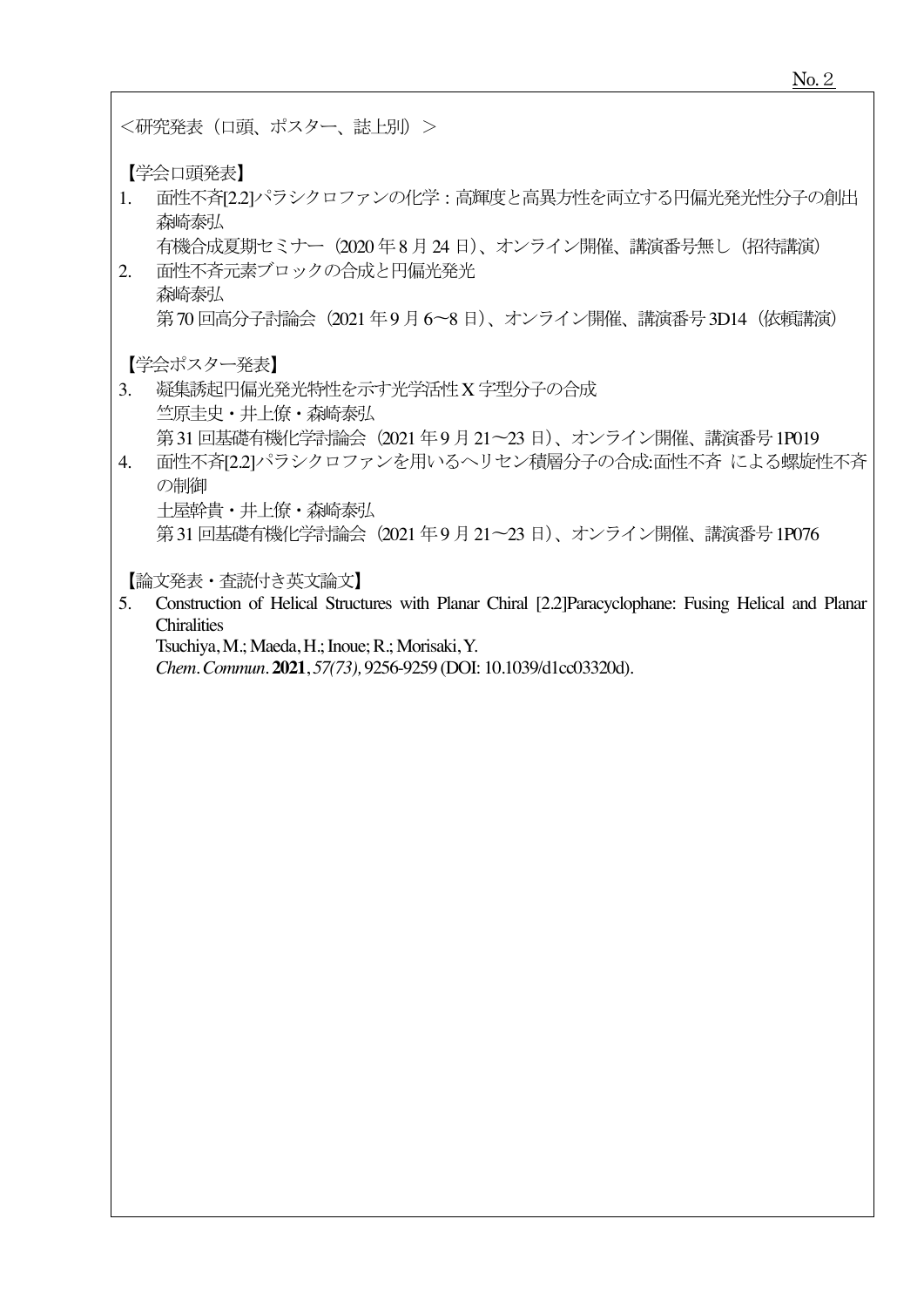<研究発表（口頭、ポスター、誌上別）>

【学会口頭発表】

1. 面性不斉[2.2]パラシクロファンの化学：高輝度と高異方性を両立する円偏光発光性分子の創出
   森崎泰弘
   有機合成夏期セミナー（2020年8月24日）、オンライン開催、講演番号無し（招待講演）
2. 面性不斉元素ブロックの合成と円偏光発光
   森崎泰弘
   第70回高分子討論会（2021年9月6〜8日）、オンライン開催、講演番号3D14（依頼講演）

【学会ポスター発表】

3. 凝集誘起円偏光発光特性を示す光学活性X字型分子の合成
   竺原圭史・井上僚・森崎泰弘
   第31回基礎有機化学討論会（2021年9月21〜23日）、オンライン開催、講演番号1P019
4. 面性不斉[2.2]パラシクロファンを用いるヘリセン積層分子の合成:面性不斉 による螺旋性不斉の制御
   土屋幹貴・井上僚・森崎泰弘
   第31回基礎有機化学討論会（2021年9月21〜23日）、オンライン開催、講演番号1P076

【論文発表・査読付き英文論文】

5. Construction of Helical Structures with Planar Chiral [2.2]Paracyclophane: Fusing Helical and Planar Chiralities
   Tsuchiya, M.; Maeda, H.; Inoue; R.; Morisaki, Y.
   *Chem. Commun.* **2021**, *57(73),* 9256-9259 (DOI: 10.1039/d1cc03320d).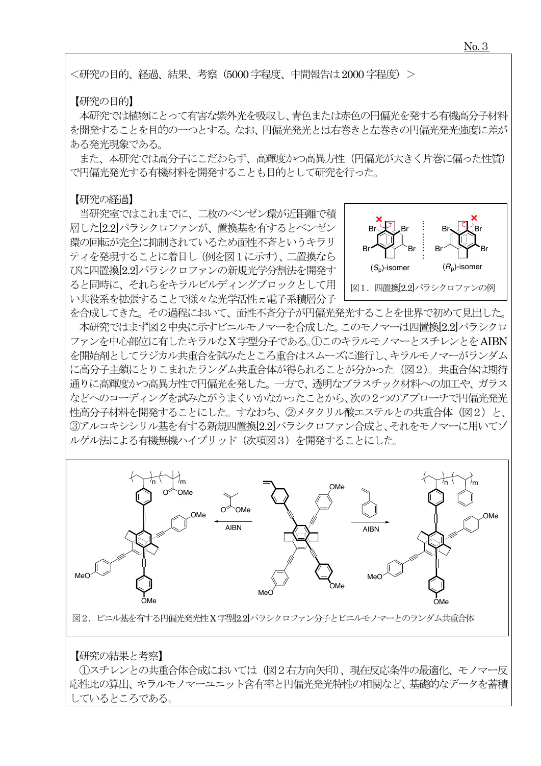＜研究の目的、経過、結果、考察（5000 字程度、中間報告は 2000 字程度）＞

【研究の目的】

本研究では植物にとって有害な紫外光を吸収し、青色または赤色の円偏光を発する有機高分子材料を開発することを目的の一つとする。なお、円偏光発光とは右巻きと左巻きの円偏光発光強度に差がある発光現象である。

また、本研究では高分子にこだわらず、高輝度かつ高異方性（円偏光が大きく片巻に偏った性質）で円偏光発光する有機材料を開発することも目的として研究を行った。

【研究の経過】

当研究室ではこれまでに、二枚のベンゼン環が近距離で積層した[2.2]パラシクロファンが、置換基を有するとベンゼン環の回転が完全に抑制されているため面性不斉というキラリティを発現することに着目し（例を図１に示す）、二置換ならびに四置換[2.2]パラシクロファンの新規光学分割法を開発すると同時に、それらをキラルビルディングブロックとして用い共役系を拡張することで様々な光学活性π電子系積層分子を合成してきた。その過程において、面性不斉分子が円偏光発光することを世界で初めて見出した。

Br
Br
Br
Br
($S_p$)-isomer
Br
Br
Br
Br
($R_p$)-isomer

図１．四置換[2.2]パラシクロファンの例

本研究ではまず図２中央に示すビニルモノマーを合成した。このモノマーは四置換[2.2]パラシクロファンを中心部位に有したキラルなＸ字型分子である。①このキラルモノマーとスチレンとを AIBN を開始剤としてラジカル共重合を試みたところ重合はスムーズに進行し、キラルモノマーがランダムに高分子主鎖にとりこまれたランダム共重合体が得られることが分かった（図２）。共重合体は期待通りに高輝度かつ高異方性で円偏光を発した。一方で、透明なプラスチック材料への加工や、ガラスなどへのコーティングを試みたがうまくいかなかったことから、次の２つのアプローチで円偏光発光性高分子材料を開発することにした。すなわち、②メタクリル酸エステルとの共重合体（図２）と、③アルコキシシリル基を有する新規四置換[2.2]パラシクロファン合成と、それをモノマーに用いてゾルゲル法による有機無機ハイブリッド（次項図３）を開発することにした。

n
m
O
OMe
OMe
MeO
OMe
O
OMe
AIBN
OMe
MeO
OMe
AIBN
n
m
OMe
MeO
OMe

図２．ビニル基を有する円偏光発光性Ｘ字型[2.2]パラシクロファン分子とビニルモノマーとのランダム共重合体

【研究の結果と考察】

①スチレンとの共重合体合成においては（図２右方向矢印）、現在反応条件の最適化、モノマー反応性比の算出、キラルモノマーユニット含有率と円偏光発光特性の相関など、基礎的なデータを蓄積しているところである。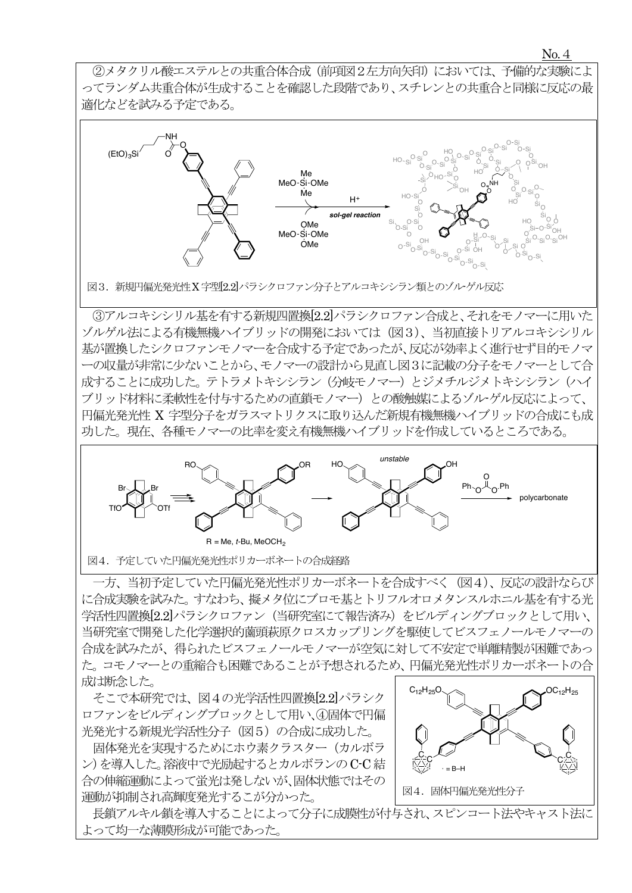②メタクリル酸エステルとの共重合体合成（前項図２左方向矢印）においては、予備的な実験によってランダム共重合体が生成することを確認した段階であり、スチレンとの共重合と同様に反応の最適化などを試みる予定である。

(EtO)$_3$Si

NH

O

Me

MeO-Si-OMe

Me

H$^+$

*sol-gel reaction*

OMe

MeO-Si-OMe

OMe

図３．新規円偏光発光性Ｘ字型[2.2]パラシクロファン分子とアルコキシシラン類とのゾル-ゲル反応

③アルコキシシリル基を有する新規四置換[2.2]パラシクロファン合成と、それをモノマーに用いたゾルゲル法による有機無機ハイブリッドの開発においては（図３）、当初直接トリアルコキシシリル基が置換したシクロファンモノマーを合成する予定であったが、反応が効率よく進行せず目的モノマーの収量が非常に少ないことから、モノマーの設計から見直し図３に記載の分子をモノマーとして合成することに成功した。テトラメトキシシラン（分岐モノマー）とジメチルジメトキシシラン（ハイブリッド材料に柔軟性を付与するための直鎖モノマー）との酸触媒によるゾル-ゲル反応によって、円偏光発光性Ｘ字型分子をガラスマトリクスに取り込んだ新規有機無機ハイブリッドの合成にも成功した。現在、各種モノマーの比率を変え有機無機ハイブリッドを作成しているところである。

Br　Br

TfO　OTf

RO　OR

R = Me, *t*-Bu, MeOCH$_2$

*unstable*

HO　OH

Ph-O-C(O)-O-Ph

polycarbonate

図４．予定していた円偏光発光性ポリカーボネートの合成経路

一方、当初予定していた円偏光発光性ポリカーボネートを合成すべく（図４）、反応の設計ならびに合成実験を試みた。すなわち、擬メタ位にブロモ基とトリフルオロメタンスルホニル基を有する光学活性四置換[2.2]パラシクロファン（当研究室にて報告済み）をビルディングブロックとして用い、当研究室で開発した化学選択的薗頭萩原クロスカップリングを駆使してビスフェノールモノマーの合成を試みたが、得られたビスフェノールモノマーが空気に対して不安定で単離精製が困難であった。コモノマーとの重縮合も困難であることが予想されるため、円偏光発光性ポリカーボネートの合成は断念した。

そこで本研究では、図４の光学活性四置換[2.2]パラシクロファンをビルディングブロックとして用い、④固体で円偏光発光する新規光学活性分子（図５）の合成に成功した。

固体発光を実現するためにホウ素クラスター（カルボラン）を導入した。溶液中で光励起するとカルボランのC-C結合の伸縮運動によって蛍光は発しないが、固体状態ではその運動が抑制され高輝度発光することが分かった。

$C_{12}H_{25}O$　$OC_{12}H_{25}$

・= B–H

図４．固体円偏光発光性分子

長鎖アルキル鎖を導入することによって分子に成膜性が付与され、スピンコート法やキャスト法によって均一な薄膜形成が可能であった。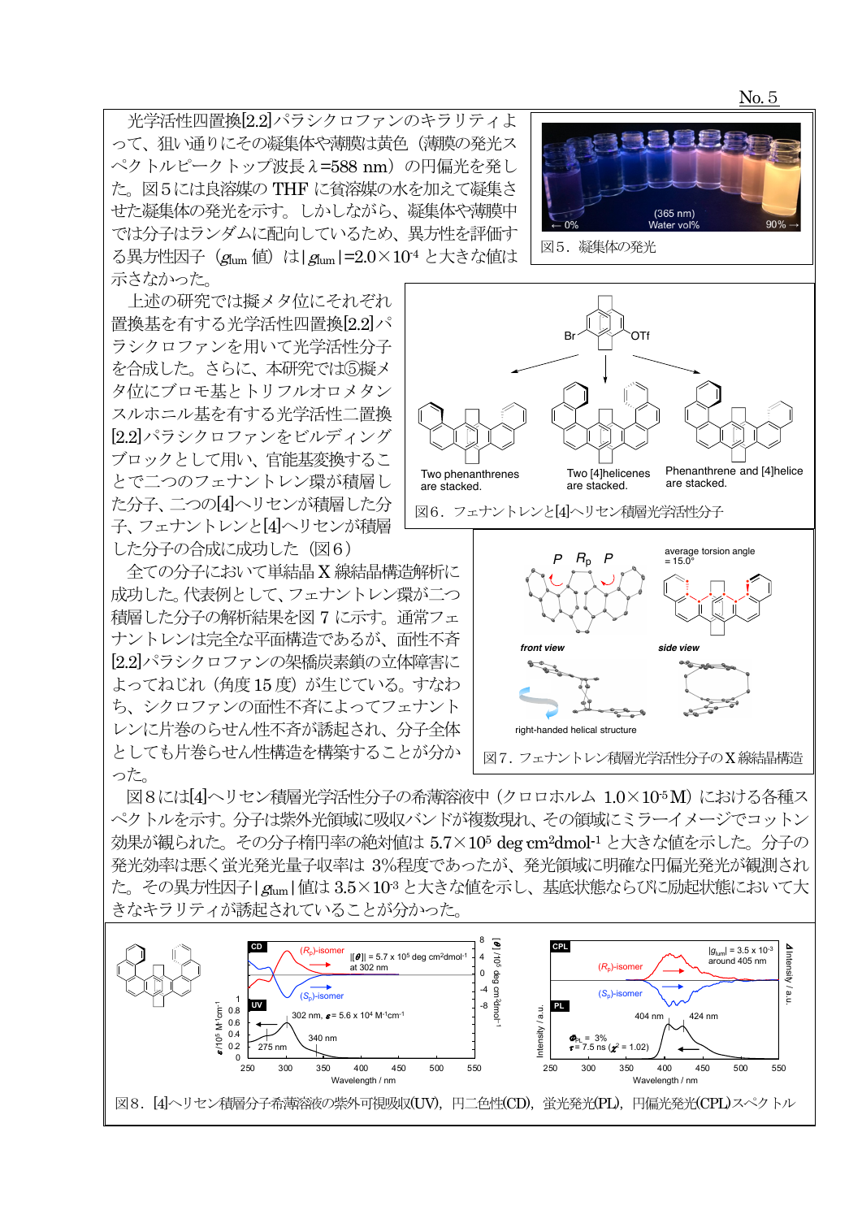光学活性四置換[2.2]パラシクロファンのキラリティよって、狙い通りにその凝集体や薄膜は黄色（薄膜の発光スペクトルピークトップ波長 $\lambda$=588 nm）の円偏光を発した。図５には良溶媒の THF に貧溶媒の水を加えて凝集させた凝集体の発光を示す。しかしながら、凝集体や薄膜中では分子はランダムに配向しているため、異方性を評価する異方性因子（$g_{lum}$ 値）は $|g_{lum}|$=2.0×10$^{-4}$ と大きな値は示さなかった。

← 0%
(365 nm)
Water vol%
90% →

図５．凝集体の発光

上述の研究では擬メタ位にそれぞれ置換基を有する光学活性四置換[2.2]パラシクロファンを用いて光学活性分子を合成した。さらに、本研究では⑤擬メタ位にブロモ基とトリフルオロメタンスルホニル基を有する光学活性二置換[2.2]パラシクロファンをビルディングブロックとして用い、官能基変換することで二つのフェナントレン環が積層した分子、二つの[4]ヘリセンが積層した分子、フェナントレンと[4]ヘリセンが積層した分子の合成に成功した（図６）

Br
OTf

Two phenanthrenes are stacked.
Two [4]helicenes are stacked.
Phenanthrene and [4]helice are stacked.

図６．フェナントレンと[4]ヘリセン積層光学活性分子

全ての分子において単結晶 X 線結晶構造解析に成功した。代表例として、フェナントレン環が二つ積層した分子の解析結果を図７に示す。通常フェナントレンは完全な平面構造であるが、面性不斉[2.2]パラシクロファンの架橋炭素鎖の立体障害によってねじれ（角度 15 度）が生じている。すなわち、シクロファンの面性不斉によってフェナントレンに片巻のらせん性不斉が誘起され、分子全体としても片巻らせん性構造を構築することが分かった。

$P$ $R_p$ $P$
average torsion angle = 15.0°
front view
side view
right-handed helical structure

図７．フェナントレン積層光学活性分子のＸ線結晶構造

図８には[4]ヘリセン積層光学活性分子の希薄溶液中（クロロホルム 1.0×10$^{-5}$ M）における各種スペクトルを示す。分子は紫外光領域に吸収バンドが複数現れ、その領域にミラーイメージでコットン効果が観られた。その分子楕円率の絶対値は 5.7×10$^5$ deg cm$^2$dmol$^{-1}$ と大きな値を示した。分子の発光効率は悪く蛍光発光量子収率は 3%程度であったが、発光領域に明確な円偏光発光が観測された。その異方性因子 $|g_{lum}|$ 値は 3.5×10$^{-3}$ と大きな値を示し、基底状態ならびに励起状態において大きなキラリティが誘起されていることが分かった。

CD
($R_p$)-isomer
($S_p$)-isomer
$|[\theta]|$ = 5.7 x 10$^5$ deg cm$^2$dmol$^{-1}$ at 302 nm
$[\theta]$ / 10$^5$ deg cm$^2$dmol$^{-1}$
8 4 0 -4 -8
UV
302 nm, $\varepsilon$ = 5.6 x 10$^4$ M$^{-1}$cm$^{-1}$
275 nm
340 nm
$\varepsilon$ /10$^5$ M$^{-1}$cm$^{-1}$
1 0.8 0.6 0.4 0.2 0
250 300 350 400 450 500 550
Wavelength / nm

CPL
$|g_{lum}|$ = 3.5 x 10$^{-3}$ around 405 nm
($R_p$)-isomer
($S_p$)-isomer
$\Delta$Intensity / a.u.
PL
404 nm
424 nm
$\Phi_{PL}$ = 3%
$\tau$ = 7.5 ns ($\chi^2$ = 1.02)
Intensity / a.u.
250 300 350 400 450 500 550
Wavelength / nm

図８．[4]ヘリセン積層分子希薄溶液の紫外可視吸収(UV)，円二色性(CD)，蛍光発光(PL)，円偏光発光(CPL)スペクトル